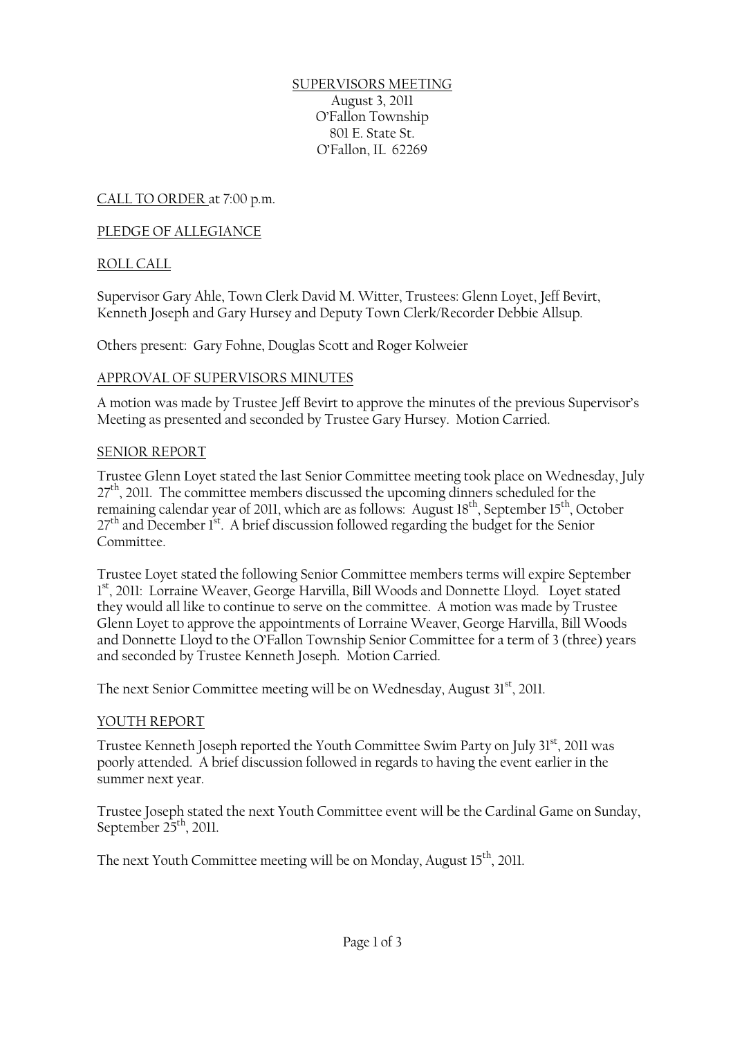SUPERVISORS MEETING
August 3, 2011
O'Fallon Township
801 E. State St.
O'Fallon, IL 62269

CALL TO ORDER at 7:00 p.m.

PLEDGE OF ALLEGIANCE

ROLL CALL

Supervisor Gary Ahle, Town Clerk David M. Witter, Trustees: Glenn Loyet, Jeff Bevirt, Kenneth Joseph and Gary Hursey and Deputy Town Clerk/Recorder Debbie Allsup.

Others present: Gary Fohne, Douglas Scott and Roger Kolweier

APPROVAL OF SUPERVISORS MINUTES

A motion was made by Trustee Jeff Bevirt to approve the minutes of the previous Supervisor's Meeting as presented and seconded by Trustee Gary Hursey. Motion Carried.

SENIOR REPORT

Trustee Glenn Loyet stated the last Senior Committee meeting took place on Wednesday, July 27th, 2011. The committee members discussed the upcoming dinners scheduled for the remaining calendar year of 2011, which are as follows: August 18th, September 15th, October 27th and December 1st. A brief discussion followed regarding the budget for the Senior Committee.

Trustee Loyet stated the following Senior Committee members terms will expire September 1st, 2011: Lorraine Weaver, George Harvilla, Bill Woods and Donnette Lloyd. Loyet stated they would all like to continue to serve on the committee. A motion was made by Trustee Glenn Loyet to approve the appointments of Lorraine Weaver, George Harvilla, Bill Woods and Donnette Lloyd to the O'Fallon Township Senior Committee for a term of 3 (three) years and seconded by Trustee Kenneth Joseph. Motion Carried.

The next Senior Committee meeting will be on Wednesday, August 31st, 2011.

YOUTH REPORT

Trustee Kenneth Joseph reported the Youth Committee Swim Party on July 31st, 2011 was poorly attended. A brief discussion followed in regards to having the event earlier in the summer next year.

Trustee Joseph stated the next Youth Committee event will be the Cardinal Game on Sunday, September 25th, 2011.

The next Youth Committee meeting will be on Monday, August 15th, 2011.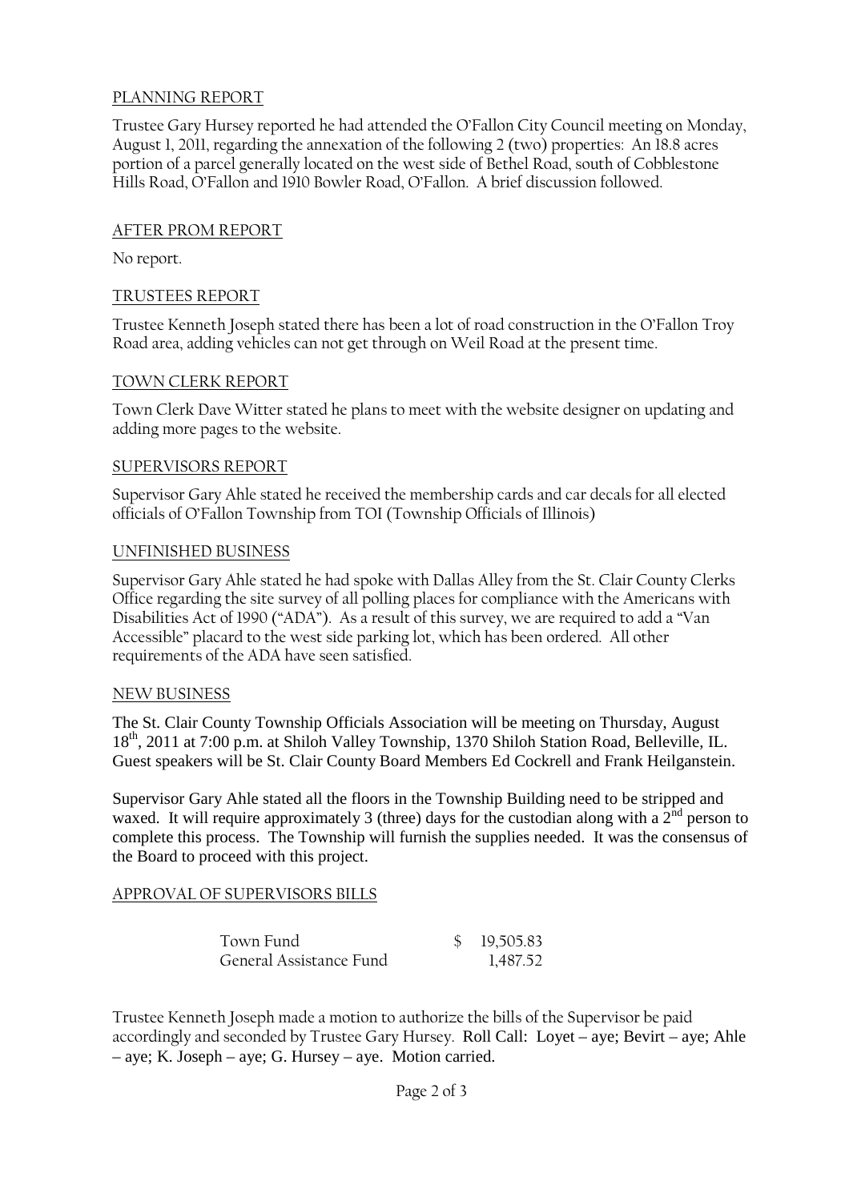## PLANNING REPORT

Trustee Gary Hursey reported he had attended the O'Fallon City Council meeting on Monday, August 1, 2011, regarding the annexation of the following 2 (two) properties: An 18.8 acres portion of a parcel generally located on the west side of Bethel Road, south of Cobblestone Hills Road, O'Fallon and 1910 Bowler Road, O'Fallon. A brief discussion followed.

## AFTER PROM REPORT

No report.

## TRUSTEES REPORT

Trustee Kenneth Joseph stated there has been a lot of road construction in the O'Fallon Troy Road area, adding vehicles can not get through on Weil Road at the present time.

## TOWN CLERK REPORT

Town Clerk Dave Witter stated he plans to meet with the website designer on updating and adding more pages to the website.

## SUPERVISORS REPORT

Supervisor Gary Ahle stated he received the membership cards and car decals for all elected officials of O'Fallon Township from TOI (Township Officials of Illinois)

## UNFINISHED BUSINESS

Supervisor Gary Ahle stated he had spoke with Dallas Alley from the St. Clair County Clerks Office regarding the site survey of all polling places for compliance with the Americans with Disabilities Act of 1990 ("ADA"). As a result of this survey, we are required to add a "Van Accessible" placard to the west side parking lot, which has been ordered. All other requirements of the ADA have seen satisfied.

## NEW BUSINESS

The St. Clair County Township Officials Association will be meeting on Thursday, August 18th, 2011 at 7:00 p.m. at Shiloh Valley Township, 1370 Shiloh Station Road, Belleville, IL. Guest speakers will be St. Clair County Board Members Ed Cockrell and Frank Heilganstein.

Supervisor Gary Ahle stated all the floors in the Township Building need to be stripped and waxed. It will require approximately 3 (three) days for the custodian along with a 2nd person to complete this process. The Township will furnish the supplies needed. It was the consensus of the Board to proceed with this project.

## APPROVAL OF SUPERVISORS BILLS

| | |
|---|---|
| Town Fund | $ 19,505.83 |
| General Assistance Fund | 1,487.52 |

Trustee Kenneth Joseph made a motion to authorize the bills of the Supervisor be paid accordingly and seconded by Trustee Gary Hursey. Roll Call: Loyet – aye; Bevirt – aye; Ahle – aye; K. Joseph – aye; G. Hursey – aye. Motion carried.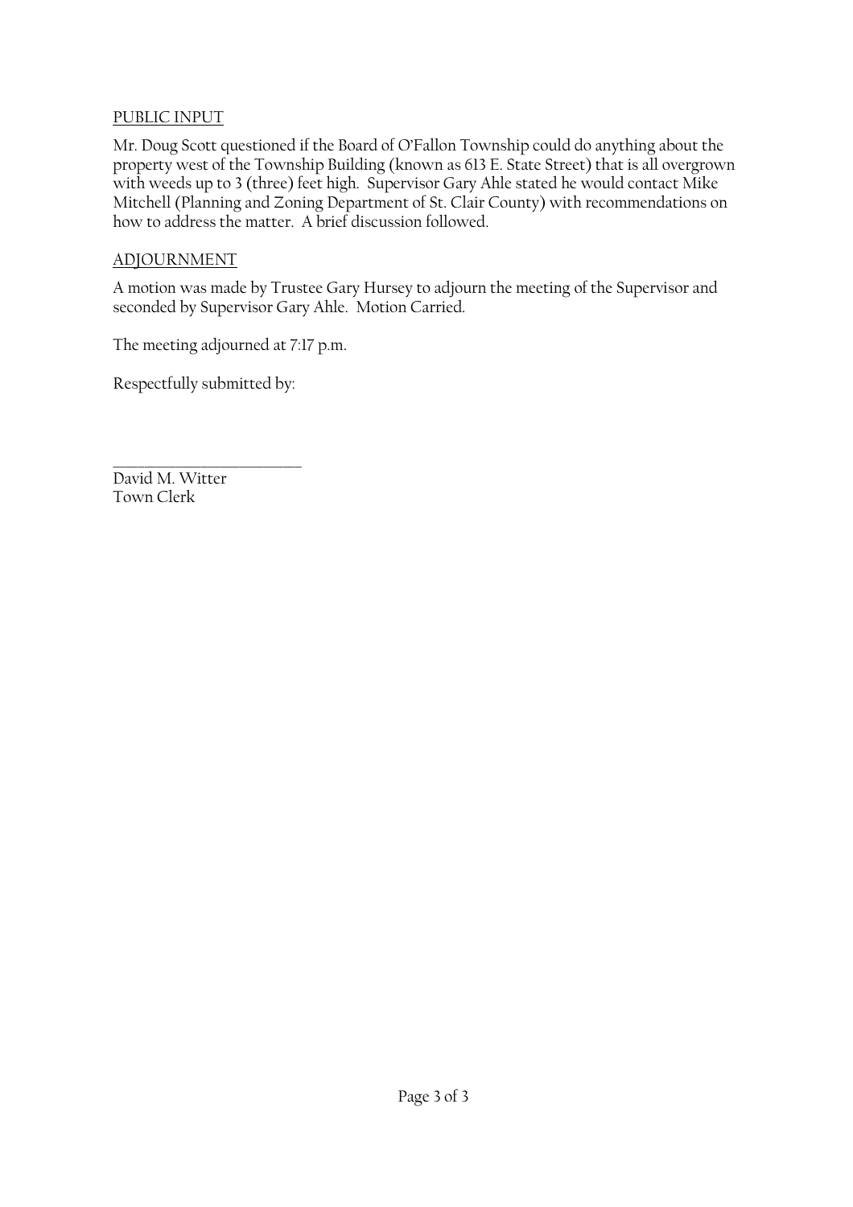PUBLIC INPUT

Mr. Doug Scott questioned if the Board of O'Fallon Township could do anything about the property west of the Township Building (known as 613 E. State Street) that is all overgrown with weeds up to 3 (three) feet high. Supervisor Gary Ahle stated he would contact Mike Mitchell (Planning and Zoning Department of St. Clair County) with recommendations on how to address the matter. A brief discussion followed.

ADJOURNMENT

A motion was made by Trustee Gary Hursey to adjourn the meeting of the Supervisor and seconded by Supervisor Gary Ahle. Motion Carried.

The meeting adjourned at 7:17 p.m.

Respectfully submitted by:

\_\_\_\_\_\_\_\_\_\_\_\_\_\_\_\_\_\_\_\_\_\_\_\_\_\_\_\_

David M. Witter  
Town Clerk